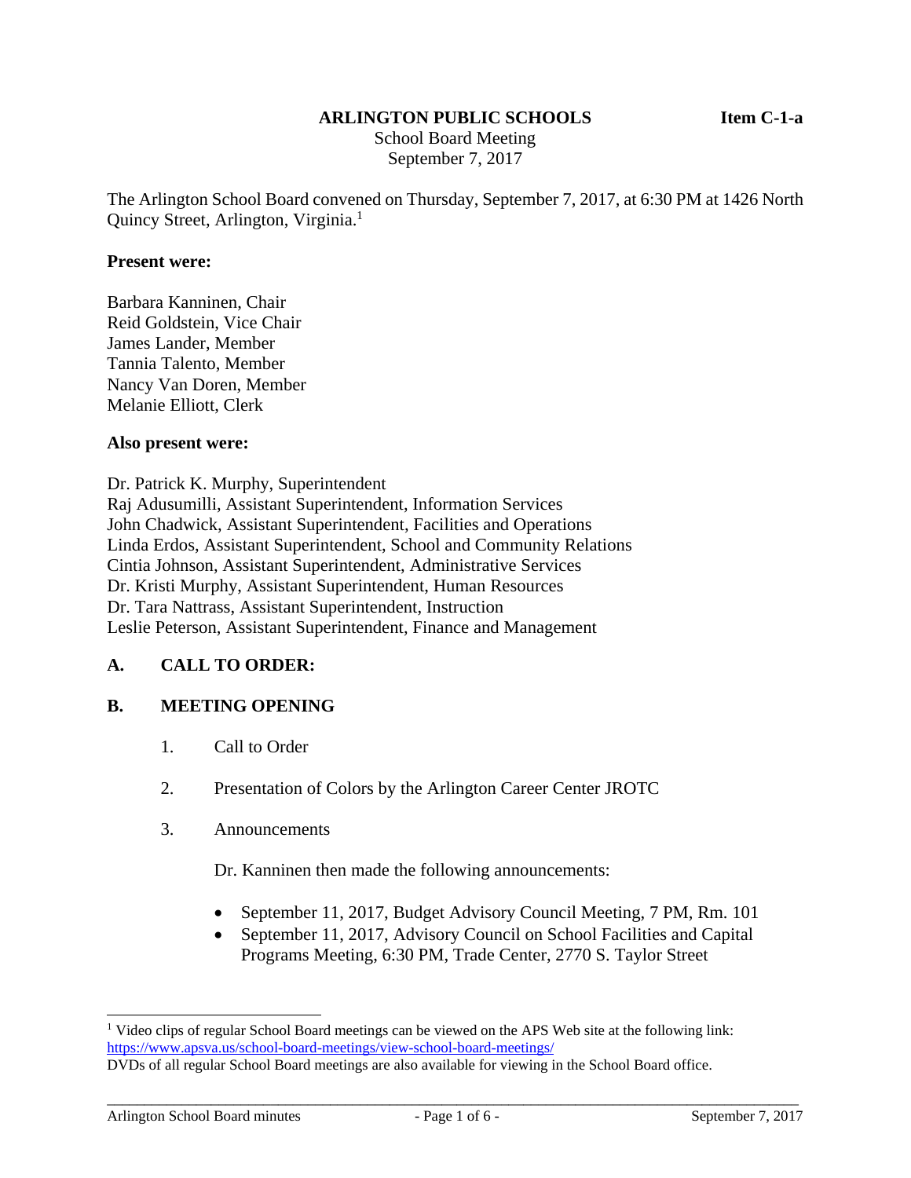**ARLINGTON PUBLIC SCHOOLS** **Item C-1-a**

School Board Meeting
September 7, 2017

The Arlington School Board convened on Thursday, September 7, 2017, at 6:30 PM at 1426 North Quincy Street, Arlington, Virginia.[1]

**Present were:**

Barbara Kanninen, Chair
Reid Goldstein, Vice Chair
James Lander, Member
Tannia Talento, Member
Nancy Van Doren, Member
Melanie Elliott, Clerk

**Also present were:**

Dr. Patrick K. Murphy, Superintendent
Raj Adusumilli, Assistant Superintendent, Information Services
John Chadwick, Assistant Superintendent, Facilities and Operations
Linda Erdos, Assistant Superintendent, School and Community Relations
Cintia Johnson, Assistant Superintendent, Administrative Services
Dr. Kristi Murphy, Assistant Superintendent, Human Resources
Dr. Tara Nattrass, Assistant Superintendent, Instruction
Leslie Peterson, Assistant Superintendent, Finance and Management

## A. CALL TO ORDER:

## B. MEETING OPENING

1. Call to Order

2. Presentation of Colors by the Arlington Career Center JROTC

3. Announcements

   Dr. Kanninen then made the following announcements:

   - September 11, 2017, Budget Advisory Council Meeting, 7 PM, Rm. 101
   - September 11, 2017, Advisory Council on School Facilities and Capital Programs Meeting, 6:30 PM, Trade Center, 2770 S. Taylor Street

---

[1] Video clips of regular School Board meetings can be viewed on the APS Web site at the following link: https://www.apsva.us/school-board-meetings/view-school-board-meetings/
DVDs of all regular School Board meetings are also available for viewing in the School Board office.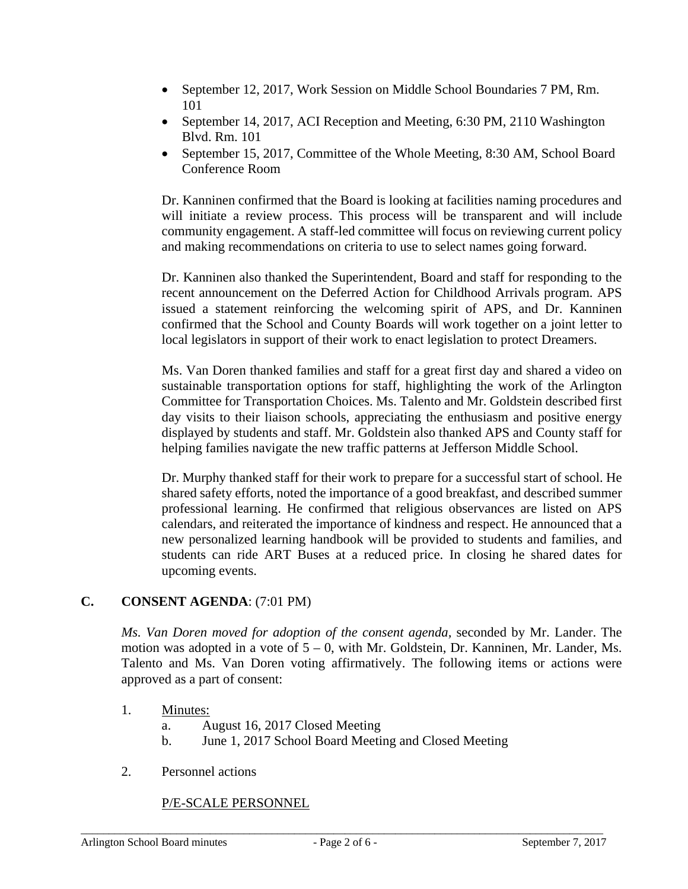- September 12, 2017, Work Session on Middle School Boundaries 7 PM, Rm. 101
- September 14, 2017, ACI Reception and Meeting, 6:30 PM, 2110 Washington Blvd. Rm. 101
- September 15, 2017, Committee of the Whole Meeting, 8:30 AM, School Board Conference Room

Dr. Kanninen confirmed that the Board is looking at facilities naming procedures and will initiate a review process. This process will be transparent and will include community engagement. A staff-led committee will focus on reviewing current policy and making recommendations on criteria to use to select names going forward.

Dr. Kanninen also thanked the Superintendent, Board and staff for responding to the recent announcement on the Deferred Action for Childhood Arrivals program. APS issued a statement reinforcing the welcoming spirit of APS, and Dr. Kanninen confirmed that the School and County Boards will work together on a joint letter to local legislators in support of their work to enact legislation to protect Dreamers.

Ms. Van Doren thanked families and staff for a great first day and shared a video on sustainable transportation options for staff, highlighting the work of the Arlington Committee for Transportation Choices. Ms. Talento and Mr. Goldstein described first day visits to their liaison schools, appreciating the enthusiasm and positive energy displayed by students and staff. Mr. Goldstein also thanked APS and County staff for helping families navigate the new traffic patterns at Jefferson Middle School.

Dr. Murphy thanked staff for their work to prepare for a successful start of school. He shared safety efforts, noted the importance of a good breakfast, and described summer professional learning. He confirmed that religious observances are listed on APS calendars, and reiterated the importance of kindness and respect. He announced that a new personalized learning handbook will be provided to students and families, and students can ride ART Buses at a reduced price. In closing he shared dates for upcoming events.

## C. CONSENT AGENDA: (7:01 PM)

*Ms. Van Doren moved for adoption of the consent agenda,* seconded by Mr. Lander. The motion was adopted in a vote of 5 – 0, with Mr. Goldstein, Dr. Kanninen, Mr. Lander, Ms. Talento and Ms. Van Doren voting affirmatively. The following items or actions were approved as a part of consent:

1. Minutes:
   a. August 16, 2017 Closed Meeting
   b. June 1, 2017 School Board Meeting and Closed Meeting

2. Personnel actions

   P/E-SCALE PERSONNEL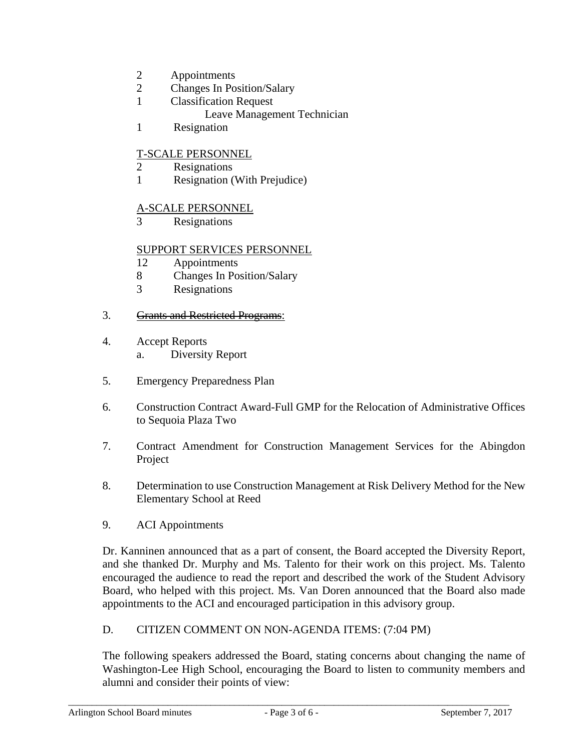2 Appointments
2 Changes In Position/Salary
1 Classification Request
  Leave Management Technician
1 Resignation

T-SCALE PERSONNEL
2 Resignations
1 Resignation (With Prejudice)

A-SCALE PERSONNEL
3 Resignations

SUPPORT SERVICES PERSONNEL
12 Appointments
8 Changes In Position/Salary
3 Resignations

3. ~~Grants and Restricted Programs~~:

4. Accept Reports
   a. Diversity Report

5. Emergency Preparedness Plan

6. Construction Contract Award-Full GMP for the Relocation of Administrative Offices to Sequoia Plaza Two

7. Contract Amendment for Construction Management Services for the Abingdon Project

8. Determination to use Construction Management at Risk Delivery Method for the New Elementary School at Reed

9. ACI Appointments

Dr. Kanninen announced that as a part of consent, the Board accepted the Diversity Report, and she thanked Dr. Murphy and Ms. Talento for their work on this project. Ms. Talento encouraged the audience to read the report and described the work of the Student Advisory Board, who helped with this project. Ms. Van Doren announced that the Board also made appointments to the ACI and encouraged participation in this advisory group.

D. CITIZEN COMMENT ON NON-AGENDA ITEMS: (7:04 PM)

The following speakers addressed the Board, stating concerns about changing the name of Washington-Lee High School, encouraging the Board to listen to community members and alumni and consider their points of view: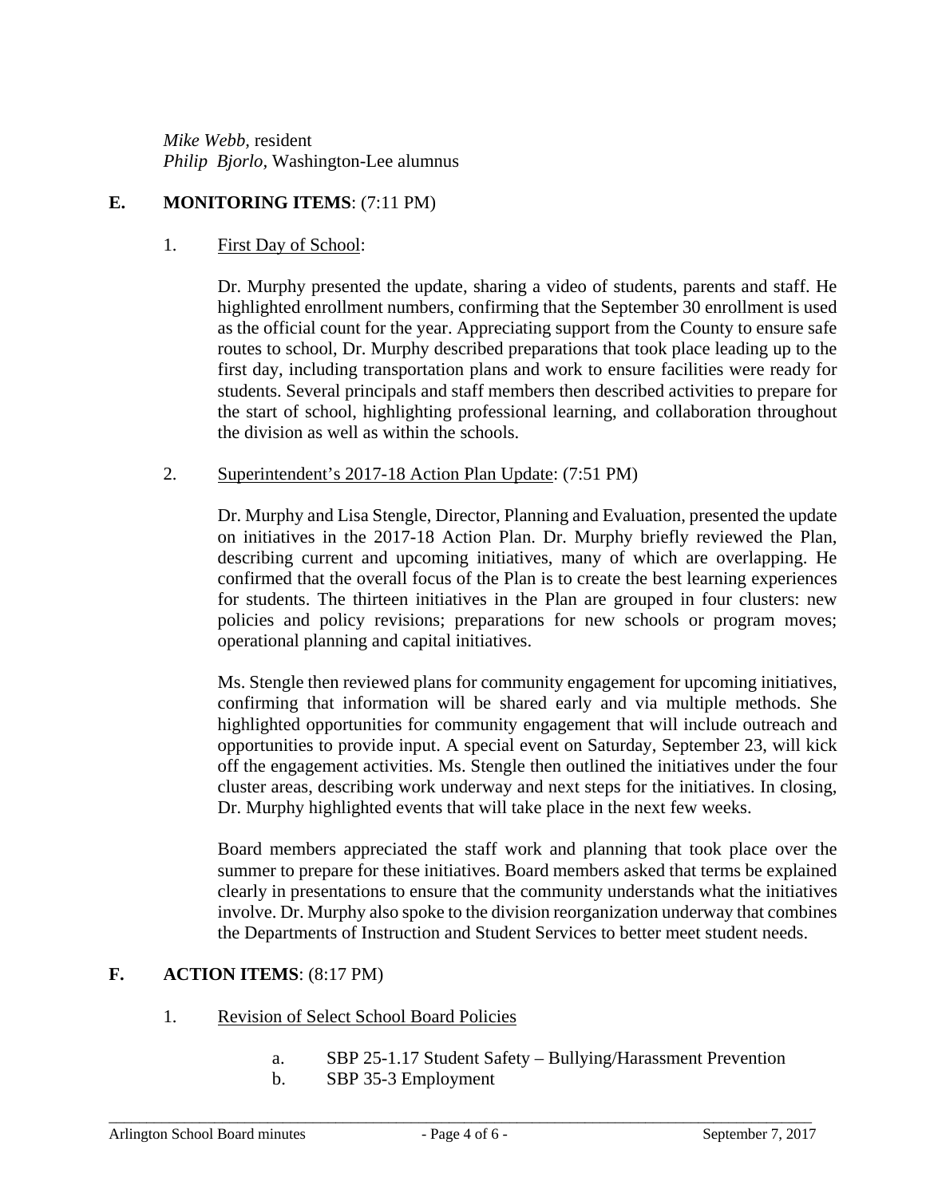*Mike Webb,* resident
*Philip Bjorlo,* Washington-Lee alumnus

## E. MONITORING ITEMS: (7:11 PM)

1. First Day of School:

   Dr. Murphy presented the update, sharing a video of students, parents and staff. He highlighted enrollment numbers, confirming that the September 30 enrollment is used as the official count for the year. Appreciating support from the County to ensure safe routes to school, Dr. Murphy described preparations that took place leading up to the first day, including transportation plans and work to ensure facilities were ready for students. Several principals and staff members then described activities to prepare for the start of school, highlighting professional learning, and collaboration throughout the division as well as within the schools.

2. Superintendent's 2017-18 Action Plan Update: (7:51 PM)

   Dr. Murphy and Lisa Stengle, Director, Planning and Evaluation, presented the update on initiatives in the 2017-18 Action Plan. Dr. Murphy briefly reviewed the Plan, describing current and upcoming initiatives, many of which are overlapping. He confirmed that the overall focus of the Plan is to create the best learning experiences for students. The thirteen initiatives in the Plan are grouped in four clusters: new policies and policy revisions; preparations for new schools or program moves; operational planning and capital initiatives.

   Ms. Stengle then reviewed plans for community engagement for upcoming initiatives, confirming that information will be shared early and via multiple methods. She highlighted opportunities for community engagement that will include outreach and opportunities to provide input. A special event on Saturday, September 23, will kick off the engagement activities. Ms. Stengle then outlined the initiatives under the four cluster areas, describing work underway and next steps for the initiatives. In closing, Dr. Murphy highlighted events that will take place in the next few weeks.

   Board members appreciated the staff work and planning that took place over the summer to prepare for these initiatives. Board members asked that terms be explained clearly in presentations to ensure that the community understands what the initiatives involve. Dr. Murphy also spoke to the division reorganization underway that combines the Departments of Instruction and Student Services to better meet student needs.

## F. ACTION ITEMS: (8:17 PM)

1. Revision of Select School Board Policies

   a. SBP 25-1.17 Student Safety – Bullying/Harassment Prevention
   b. SBP 35-3 Employment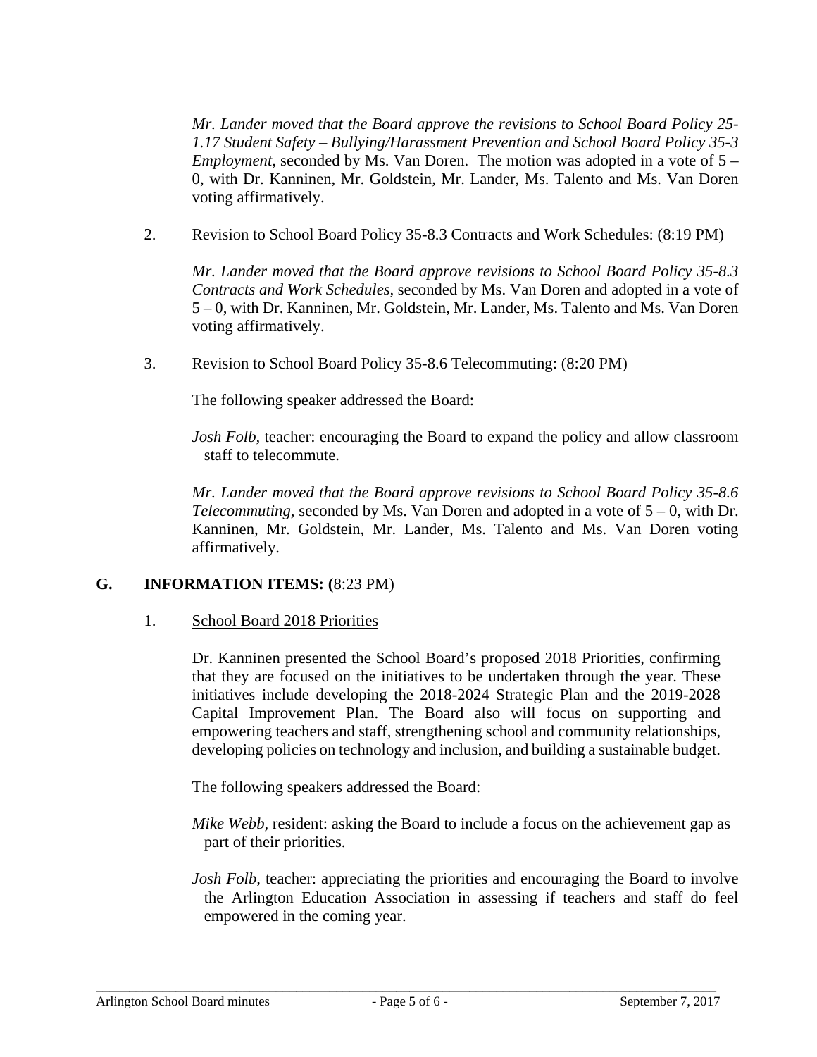*Mr. Lander moved that the Board approve the revisions to School Board Policy 25-1.17 Student Safety – Bullying/Harassment Prevention and School Board Policy 35-3 Employment,* seconded by Ms. Van Doren. The motion was adopted in a vote of 5 – 0, with Dr. Kanninen, Mr. Goldstein, Mr. Lander, Ms. Talento and Ms. Van Doren voting affirmatively.

2. Revision to School Board Policy 35-8.3 Contracts and Work Schedules: (8:19 PM)

   *Mr. Lander moved that the Board approve revisions to School Board Policy 35-8.3 Contracts and Work Schedules,* seconded by Ms. Van Doren and adopted in a vote of 5 – 0, with Dr. Kanninen, Mr. Goldstein, Mr. Lander, Ms. Talento and Ms. Van Doren voting affirmatively.

3. Revision to School Board Policy 35-8.6 Telecommuting: (8:20 PM)

   The following speaker addressed the Board:

   *Josh Folb,* teacher: encouraging the Board to expand the policy and allow classroom staff to telecommute.

   *Mr. Lander moved that the Board approve revisions to School Board Policy 35-8.6 Telecommuting,* seconded by Ms. Van Doren and adopted in a vote of 5 – 0, with Dr. Kanninen, Mr. Goldstein, Mr. Lander, Ms. Talento and Ms. Van Doren voting affirmatively.

## G. INFORMATION ITEMS: (8:23 PM)

1. School Board 2018 Priorities

   Dr. Kanninen presented the School Board's proposed 2018 Priorities, confirming that they are focused on the initiatives to be undertaken through the year. These initiatives include developing the 2018-2024 Strategic Plan and the 2019-2028 Capital Improvement Plan. The Board also will focus on supporting and empowering teachers and staff, strengthening school and community relationships, developing policies on technology and inclusion, and building a sustainable budget.

   The following speakers addressed the Board:

   *Mike Webb,* resident: asking the Board to include a focus on the achievement gap as part of their priorities.

   *Josh Folb,* teacher: appreciating the priorities and encouraging the Board to involve the Arlington Education Association in assessing if teachers and staff do feel empowered in the coming year.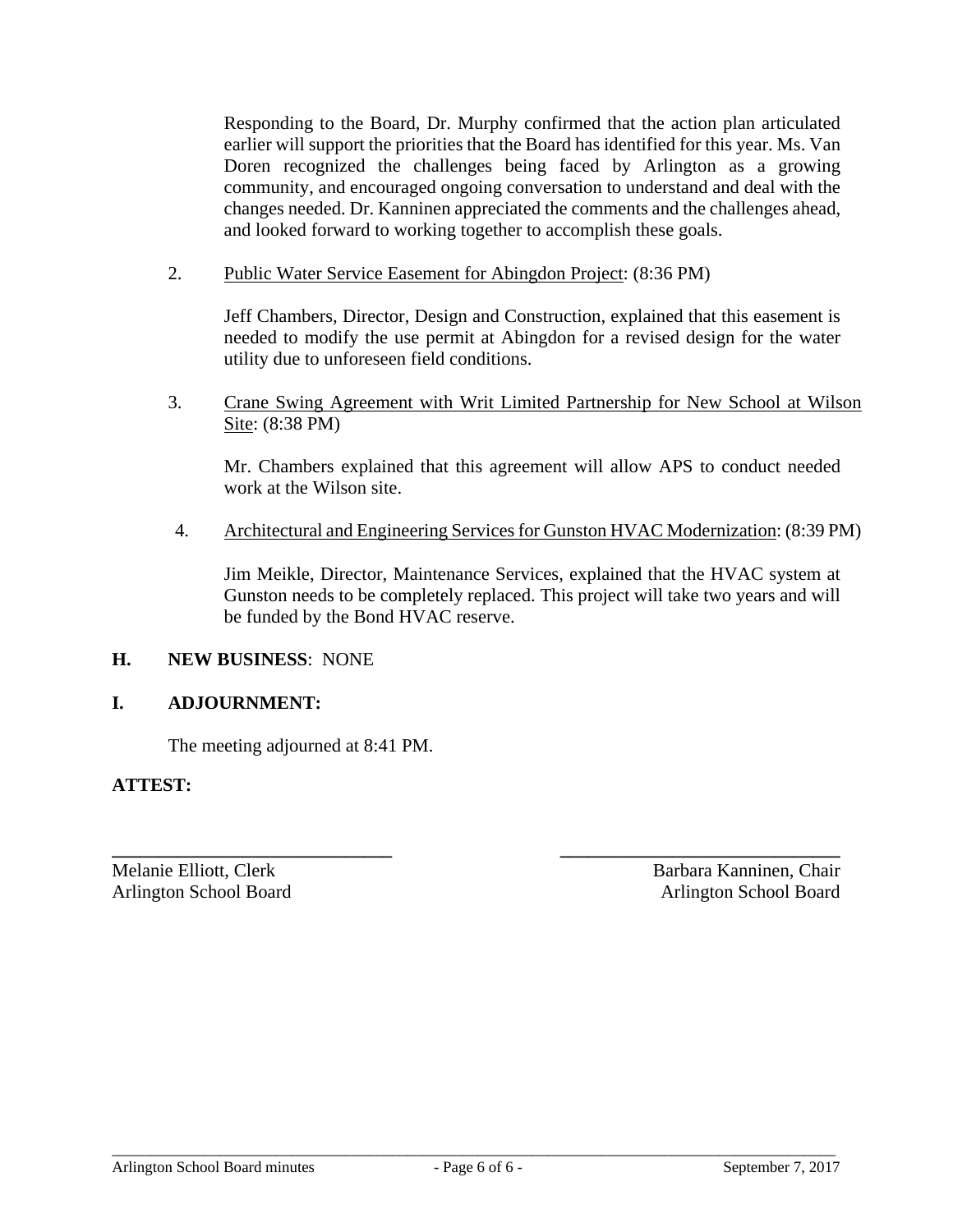Responding to the Board, Dr. Murphy confirmed that the action plan articulated earlier will support the priorities that the Board has identified for this year. Ms. Van Doren recognized the challenges being faced by Arlington as a growing community, and encouraged ongoing conversation to understand and deal with the changes needed. Dr. Kanninen appreciated the comments and the challenges ahead, and looked forward to working together to accomplish these goals.

2. Public Water Service Easement for Abingdon Project: (8:36 PM)

   Jeff Chambers, Director, Design and Construction, explained that this easement is needed to modify the use permit at Abingdon for a revised design for the water utility due to unforeseen field conditions.

3. Crane Swing Agreement with Writ Limited Partnership for New School at Wilson Site: (8:38 PM)

   Mr. Chambers explained that this agreement will allow APS to conduct needed work at the Wilson site.

4. Architectural and Engineering Services for Gunston HVAC Modernization: (8:39 PM)

   Jim Meikle, Director, Maintenance Services, explained that the HVAC system at Gunston needs to be completely replaced. This project will take two years and will be funded by the Bond HVAC reserve.

**H. NEW BUSINESS**: NONE

**I. ADJOURNMENT:**

The meeting adjourned at 8:41 PM.

**ATTEST:**

\_\_\_\_\_\_\_\_\_\_\_\_\_\_\_\_\_\_\_\_\_\_\_\_\_\_\_\_\_\_
Melanie Elliott, Clerk
Arlington School Board

\_\_\_\_\_\_\_\_\_\_\_\_\_\_\_\_\_\_\_\_\_\_\_\_\_\_\_\_\_\_
Barbara Kanninen, Chair
Arlington School Board